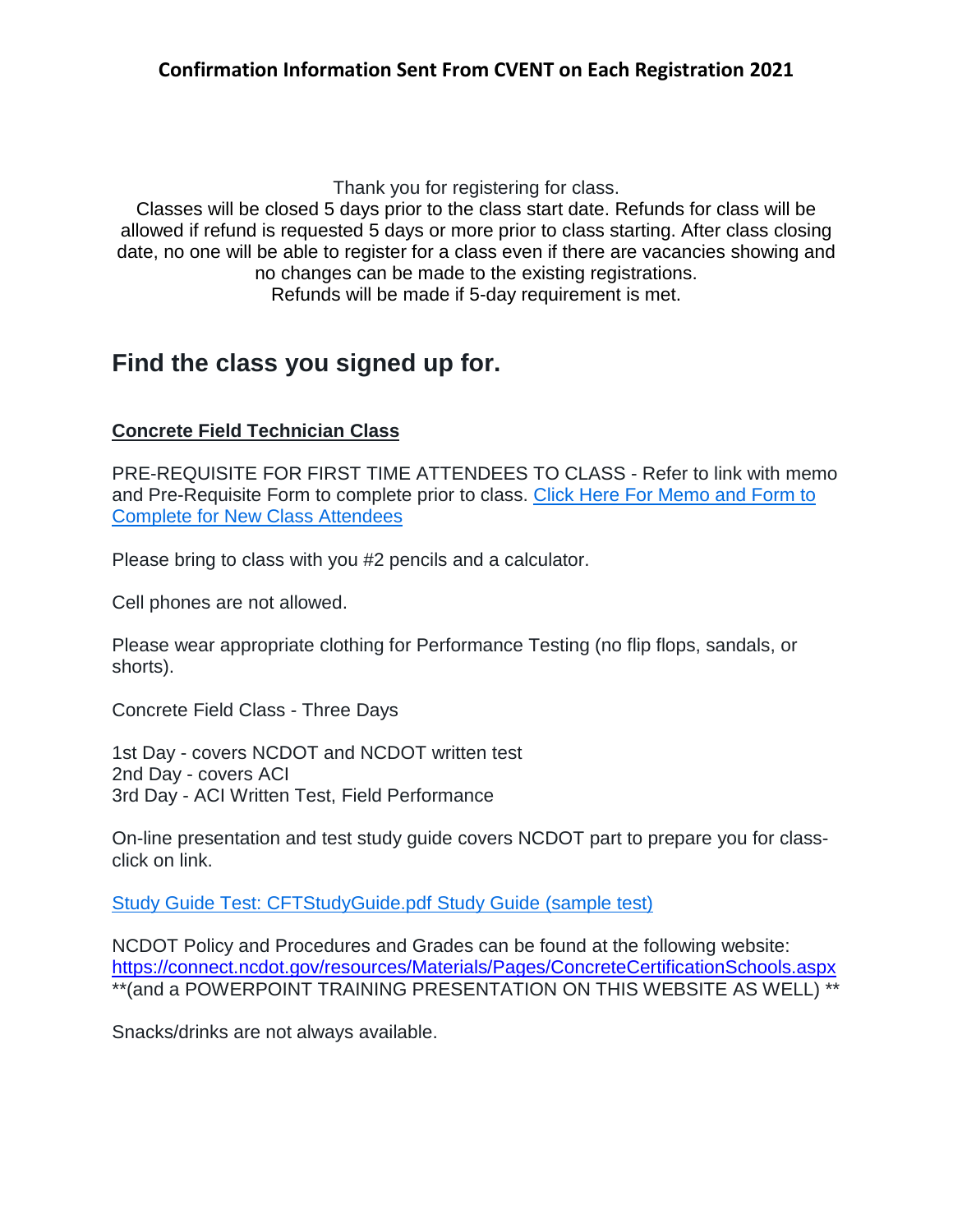## Confirmation Information Sent From CVENT on Each Registration 2021

Thank you for registering for class.
Classes will be closed 5 days prior to the class start date. Refunds for class will be allowed if refund is requested 5 days or more prior to class starting. After class closing date, no one will be able to register for a class even if there are vacancies showing and no changes can be made to the existing registrations.
Refunds will be made if 5-day requirement is met.

# Find the class you signed up for.

**Concrete Field Technician Class**

PRE-REQUISITE FOR FIRST TIME ATTENDEES TO CLASS - Refer to link with memo and Pre-Requisite Form to complete prior to class. Click Here For Memo and Form to Complete for New Class Attendees

Please bring to class with you #2 pencils and a calculator.

Cell phones are not allowed.

Please wear appropriate clothing for Performance Testing (no flip flops, sandals, or shorts).

Concrete Field Class - Three Days

1st Day - covers NCDOT and NCDOT written test
2nd Day - covers ACI
3rd Day - ACI Written Test, Field Performance

On-line presentation and test study guide covers NCDOT part to prepare you for class-click on link.

Study Guide Test: CFTStudyGuide.pdf Study Guide (sample test)

NCDOT Policy and Procedures and Grades can be found at the following website: https://connect.ncdot.gov/resources/Materials/Pages/ConcreteCertificationSchools.aspx
**(and a POWERPOINT TRAINING PRESENTATION ON THIS WEBSITE AS WELL) **

Snacks/drinks are not always available.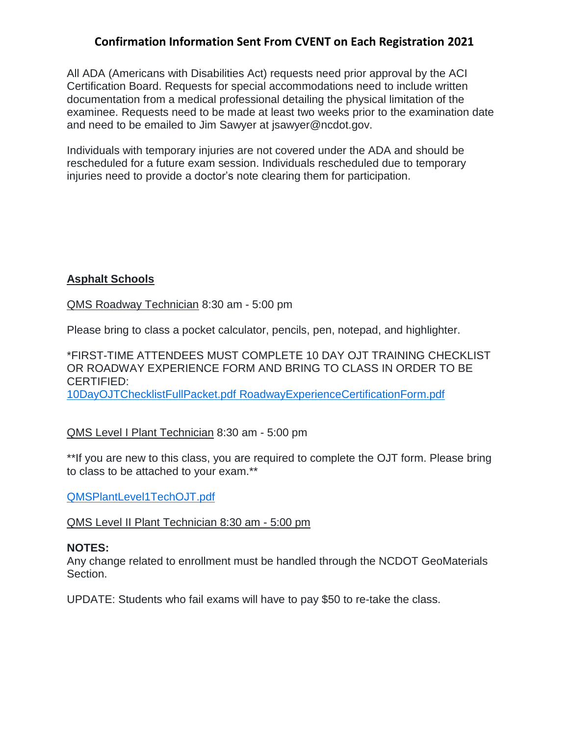## Confirmation Information Sent From CVENT on Each Registration 2021

All ADA (Americans with Disabilities Act) requests need prior approval by the ACI Certification Board. Requests for special accommodations need to include written documentation from a medical professional detailing the physical limitation of the examinee. Requests need to be made at least two weeks prior to the examination date and need to be emailed to Jim Sawyer at jsawyer@ncdot.gov.

Individuals with temporary injuries are not covered under the ADA and should be rescheduled for a future exam session. Individuals rescheduled due to temporary injuries need to provide a doctor's note clearing them for participation.

### Asphalt Schools

QMS Roadway Technician 8:30 am - 5:00 pm

Please bring to class a pocket calculator, pencils, pen, notepad, and highlighter.

*FIRST-TIME ATTENDEES MUST COMPLETE 10 DAY OJT TRAINING CHECKLIST OR ROADWAY EXPERIENCE FORM AND BRING TO CLASS IN ORDER TO BE CERTIFIED:
10DayOJTChecklistFullPacket.pdf RoadwayExperienceCertificationForm.pdf

QMS Level I Plant Technician 8:30 am - 5:00 pm

**If you are new to this class, you are required to complete the OJT form. Please bring to class to be attached to your exam.**

QMSPlantLevel1TechOJT.pdf

QMS Level II Plant Technician 8:30 am - 5:00 pm

**NOTES:**
Any change related to enrollment must be handled through the NCDOT GeoMaterials Section.

UPDATE: Students who fail exams will have to pay $50 to re-take the class.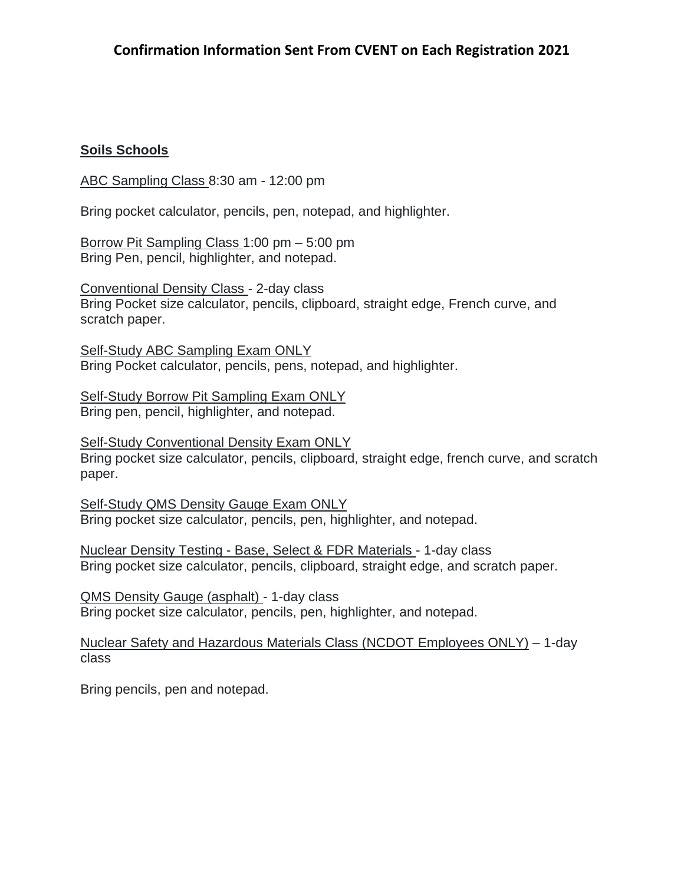## Confirmation Information Sent From CVENT on Each Registration 2021

**Soils Schools**

ABC Sampling Class 8:30 am - 12:00 pm

Bring pocket calculator, pencils, pen, notepad, and highlighter.

Borrow Pit Sampling Class 1:00 pm – 5:00 pm
Bring Pen, pencil, highlighter, and notepad.

Conventional Density Class - 2-day class
Bring Pocket size calculator, pencils, clipboard, straight edge, French curve, and scratch paper.

Self-Study ABC Sampling Exam ONLY
Bring Pocket calculator, pencils, pens, notepad, and highlighter.

Self-Study Borrow Pit Sampling Exam ONLY
Bring pen, pencil, highlighter, and notepad.

Self-Study Conventional Density Exam ONLY
Bring pocket size calculator, pencils, clipboard, straight edge, french curve, and scratch paper.

Self-Study QMS Density Gauge Exam ONLY
Bring pocket size calculator, pencils, pen, highlighter, and notepad.

Nuclear Density Testing - Base, Select & FDR Materials - 1-day class
Bring pocket size calculator, pencils, clipboard, straight edge, and scratch paper.

QMS Density Gauge (asphalt) - 1-day class
Bring pocket size calculator, pencils, pen, highlighter, and notepad.

Nuclear Safety and Hazardous Materials Class (NCDOT Employees ONLY) – 1-day class

Bring pencils, pen and notepad.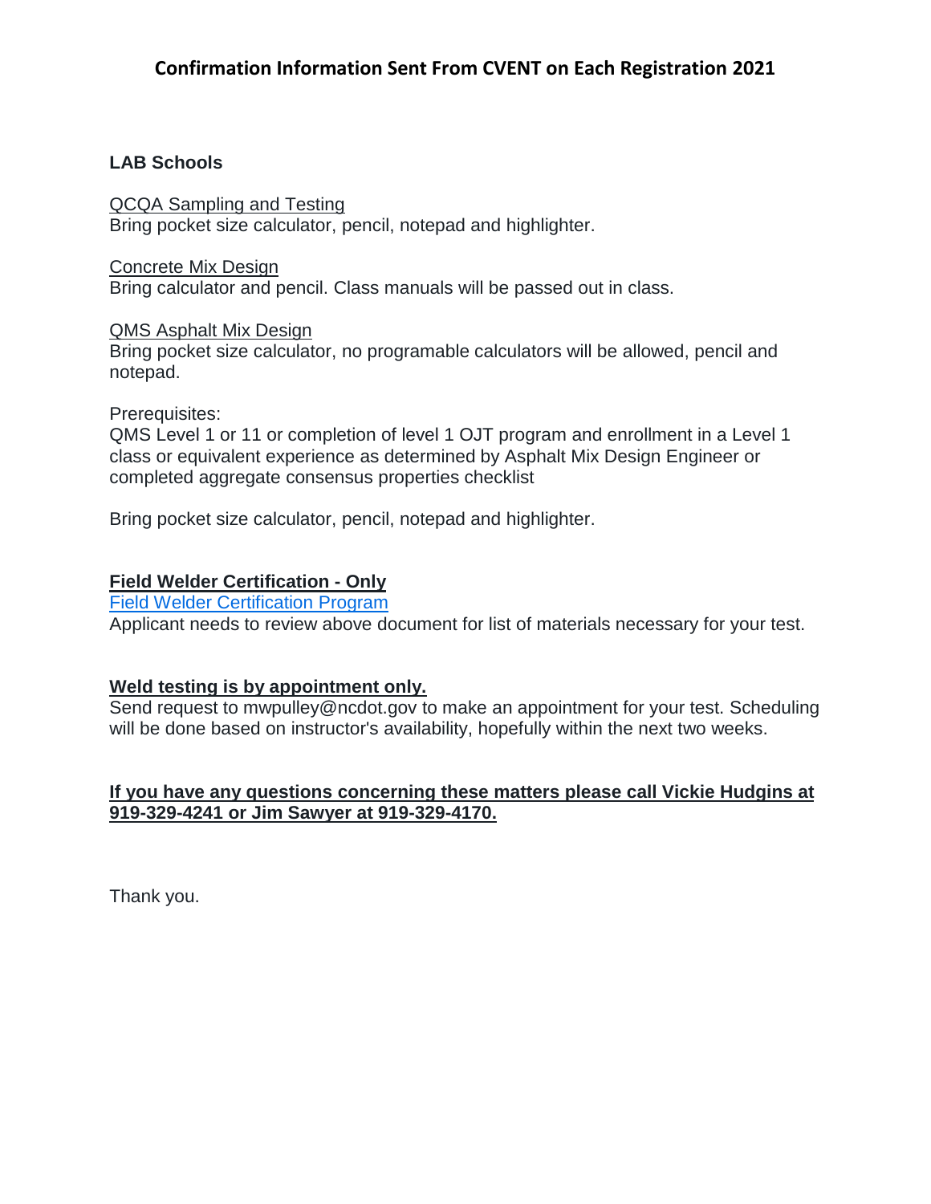# Confirmation Information Sent From CVENT on Each Registration 2021

**LAB Schools**

QCQA Sampling and Testing
Bring pocket size calculator, pencil, notepad and highlighter.

Concrete Mix Design
Bring calculator and pencil. Class manuals will be passed out in class.

QMS Asphalt Mix Design
Bring pocket size calculator, no programable calculators will be allowed, pencil and notepad.

Prerequisites:
QMS Level 1 or 11 or completion of level 1 OJT program and enrollment in a Level 1 class or equivalent experience as determined by Asphalt Mix Design Engineer or completed aggregate consensus properties checklist

Bring pocket size calculator, pencil, notepad and highlighter.

**Field Welder Certification - Only**

Field Welder Certification Program
Applicant needs to review above document for list of materials necessary for your test.

**Weld testing is by appointment only.**

Send request to mwpulley@ncdot.gov to make an appointment for your test. Scheduling will be done based on instructor's availability, hopefully within the next two weeks.

**If you have any questions concerning these matters please call Vickie Hudgins at 919-329-4241 or Jim Sawyer at 919-329-4170.**

Thank you.